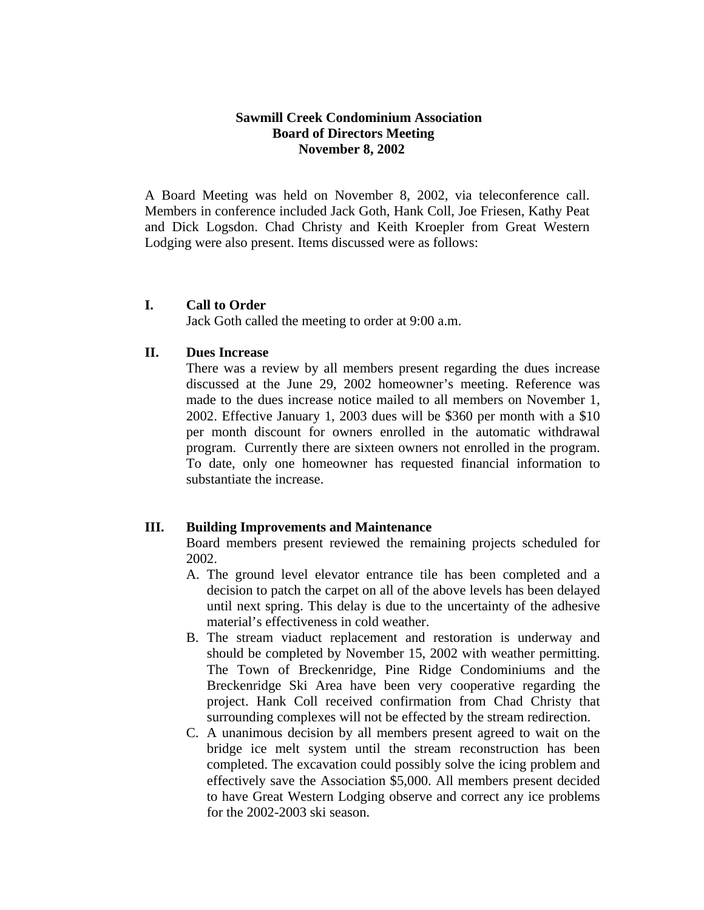**Sawmill Creek Condominium Association**
**Board of Directors Meeting**
**November 8, 2002**

A Board Meeting was held on November 8, 2002, via teleconference call. Members in conference included Jack Goth, Hank Coll, Joe Friesen, Kathy Peat and Dick Logsdon. Chad Christy and Keith Kroepler from Great Western Lodging were also present. Items discussed were as follows:

## I. Call to Order

Jack Goth called the meeting to order at 9:00 a.m.

## II. Dues Increase

There was a review by all members present regarding the dues increase discussed at the June 29, 2002 homeowner's meeting. Reference was made to the dues increase notice mailed to all members on November 1, 2002. Effective January 1, 2003 dues will be $360 per month with a $10 per month discount for owners enrolled in the automatic withdrawal program. Currently there are sixteen owners not enrolled in the program. To date, only one homeowner has requested financial information to substantiate the increase.

## III. Building Improvements and Maintenance

Board members present reviewed the remaining projects scheduled for 2002.

A. The ground level elevator entrance tile has been completed and a decision to patch the carpet on all of the above levels has been delayed until next spring. This delay is due to the uncertainty of the adhesive material's effectiveness in cold weather.

B. The stream viaduct replacement and restoration is underway and should be completed by November 15, 2002 with weather permitting. The Town of Breckenridge, Pine Ridge Condominiums and the Breckenridge Ski Area have been very cooperative regarding the project. Hank Coll received confirmation from Chad Christy that surrounding complexes will not be effected by the stream redirection.

C. A unanimous decision by all members present agreed to wait on the bridge ice melt system until the stream reconstruction has been completed. The excavation could possibly solve the icing problem and effectively save the Association $5,000. All members present decided to have Great Western Lodging observe and correct any ice problems for the 2002-2003 ski season.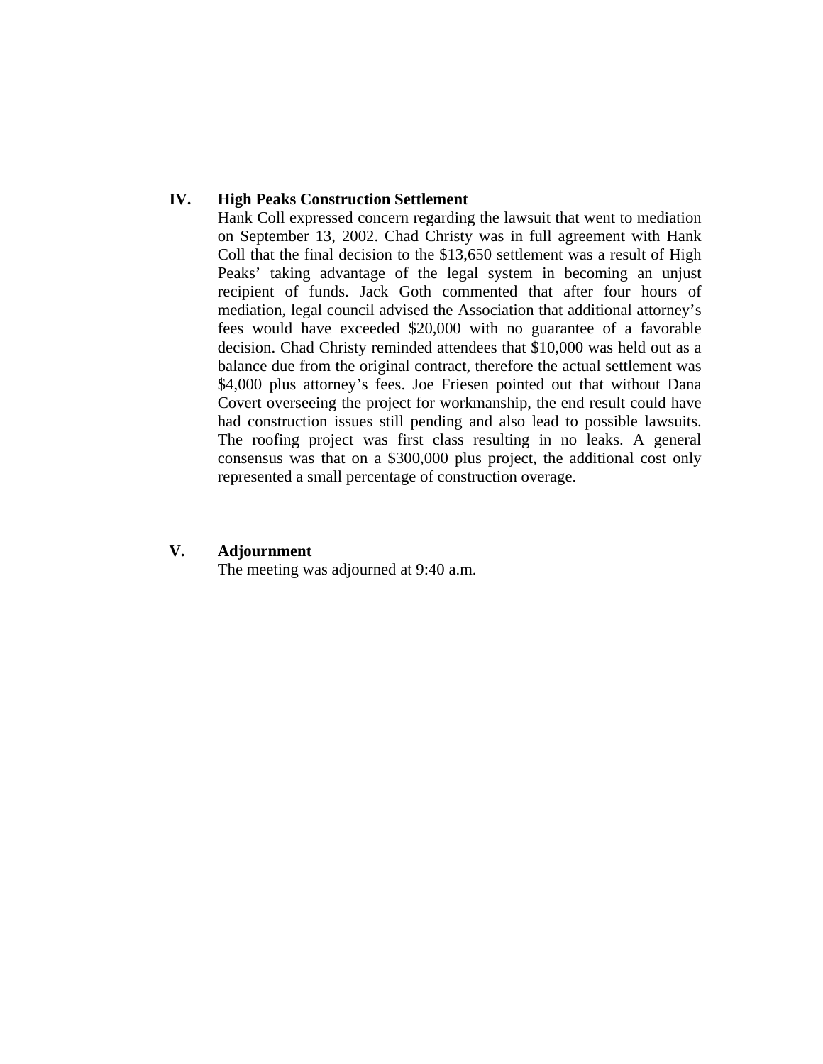**IV. High Peaks Construction Settlement**

Hank Coll expressed concern regarding the lawsuit that went to mediation on September 13, 2002. Chad Christy was in full agreement with Hank Coll that the final decision to the $13,650 settlement was a result of High Peaks' taking advantage of the legal system in becoming an unjust recipient of funds. Jack Goth commented that after four hours of mediation, legal council advised the Association that additional attorney's fees would have exceeded $20,000 with no guarantee of a favorable decision. Chad Christy reminded attendees that $10,000 was held out as a balance due from the original contract, therefore the actual settlement was $4,000 plus attorney's fees. Joe Friesen pointed out that without Dana Covert overseeing the project for workmanship, the end result could have had construction issues still pending and also lead to possible lawsuits. The roofing project was first class resulting in no leaks. A general consensus was that on a $300,000 plus project, the additional cost only represented a small percentage of construction overage.

**V. Adjournment**

The meeting was adjourned at 9:40 a.m.